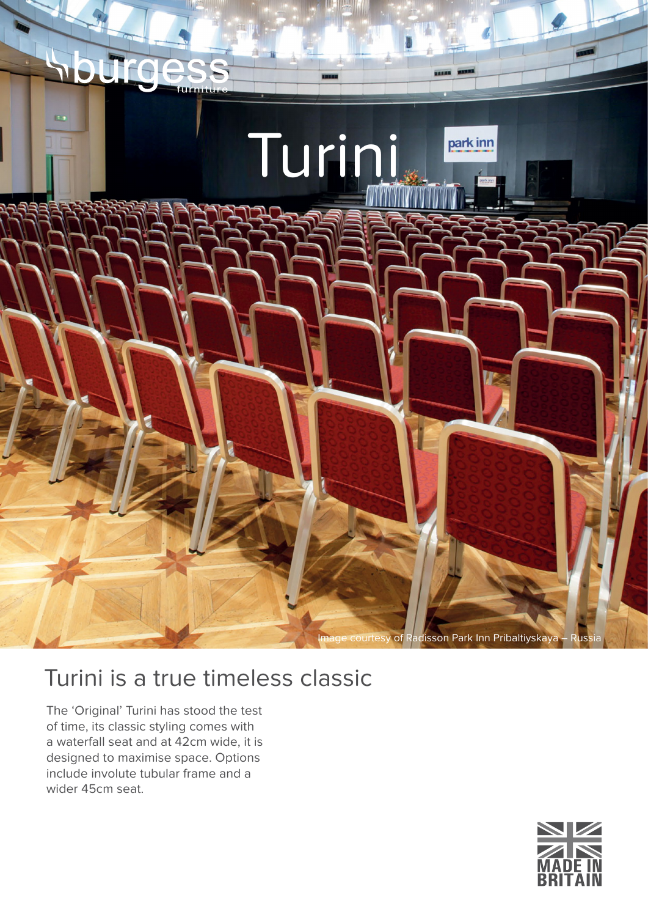burgess furniture

# Turini

Image courtesy of Radisson Park Inn Pribaltiyskaya – Russia

## Turini is a true timeless classic

The 'Original' Turini has stood the test of time, its classic styling comes with a waterfall seat and at 42cm wide, it is designed to maximise space. Options include involute tubular frame and a wider 45cm seat.

MADE IN BRITAIN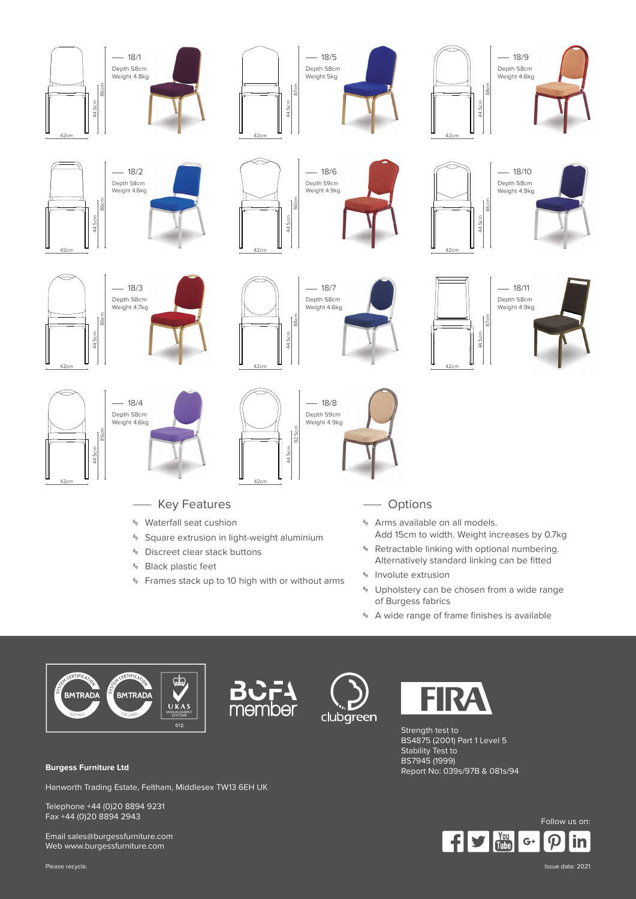## 18/1

Depth 58cm
Weight 4.8kg

42cm · 44.5cm · 86cm

## 18/5

Depth 58cm
Weight 5kg

42cm · 44.5cm · 87cm

## 18/9

Depth 58cm
Weight 4.6kg

42cm · 44.5cm · 88cm

## 18/2

Depth 58cm
Weight 4.6kg

42cm · 44.5cm · 86cm

## 18/6

Depth 59cm
Weight 4.9kg

42cm · 44.5cm · 90cm

## 18/10

Depth 58cm
Weight 4.9kg

42cm · 44.5cm · 86cm

## 18/3

Depth 58cm
Weight 4.7kg

42cm · 44.5cm · 86cm

## 18/7

Depth 58cm
Weight 4.6kg

42cm · 44.5cm · 88cm

## 18/11

Depth 58cm
Weight 4.9kg

42cm · 44.5cm · 87cm

## 18/4

Depth 58cm
Weight 4.6kg

42cm · 44.5cm · 86cm

## 18/8

Depth 59cm
Weight 4.9kg

42cm · 44.5cm · 92.5cm

## Key Features

- Waterfall seat cushion
- Square extrusion in light-weight aluminium
- Discreet clear stack buttons
- Black plastic feet
- Frames stack up to 10 high with or without arms

## Options

- Arms available on all models. Add 15cm to width. Weight increases by 0.7kg
- Retractable linking with optional numbering. Alternatively standard linking can be fitted
- Involute extrusion
- Upholstery can be chosen from a wide range of Burgess fabrics
- A wide range of frame finishes is available

BMTRADA ISO 9001 · BMTRADA ISO 14001 · UKAS Management Systems 012

BCFA member · clubgreen · FIRA

Strength test to
BS4875 (2001) Part 1 Level 5
Stability Test to
BS7945 (1999)
Report No: 039s/97B & 081s/94

**Burgess Furniture Ltd**

Hanworth Trading Estate, Feltham, Middlesex TW13 6EH UK

Telephone +44 (0)20 8894 9231
Fax +44 (0)20 8894 2943

Email sales@burgessfurniture.com
Web www.burgessfurniture.com

Follow us on:

Please recycle.

Issue date: 2021